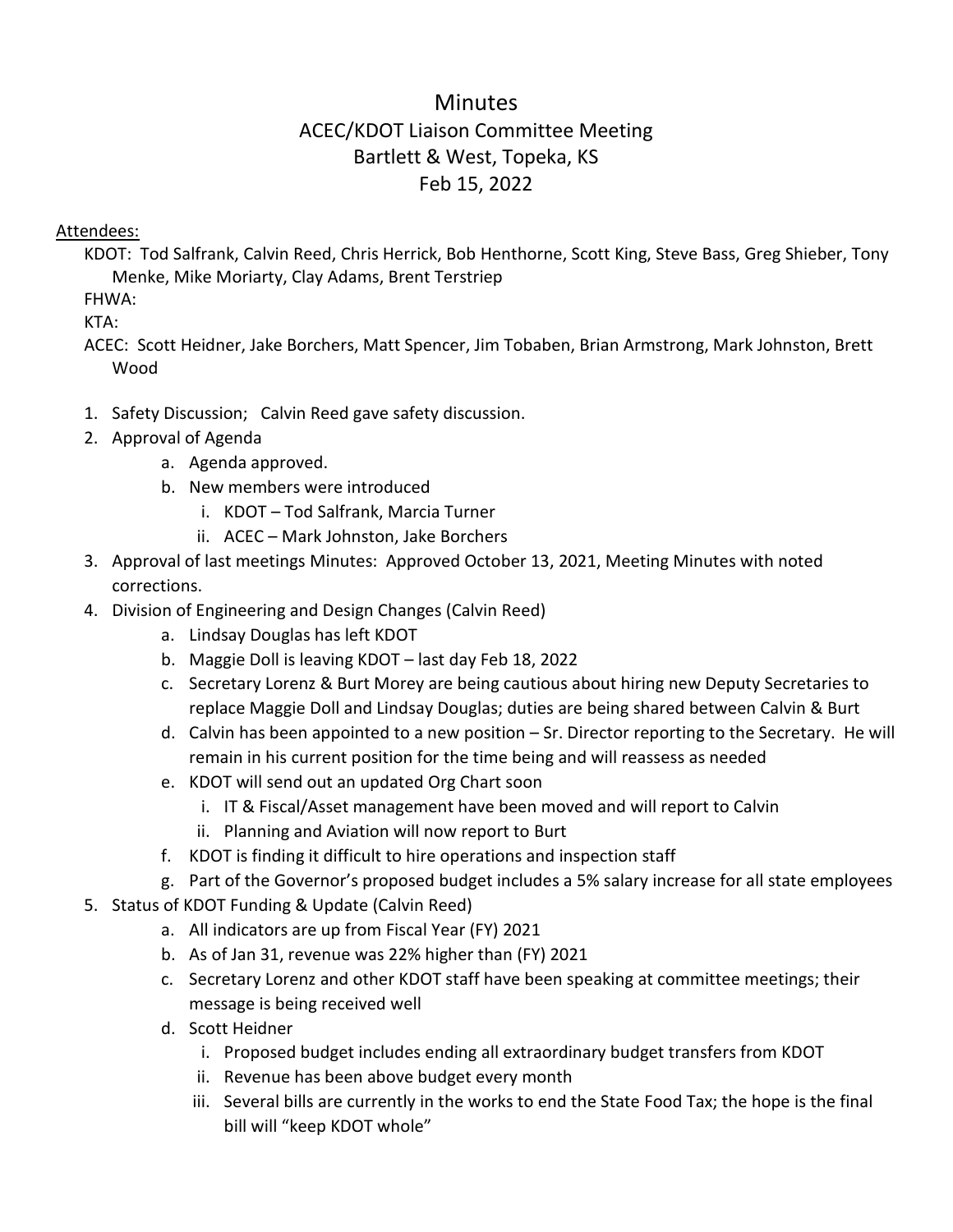# Minutes

## ACEC/KDOT Liaison Committee Meeting
## Bartlett & West, Topeka, KS
## Feb 15, 2022

Attendees:

KDOT: Tod Salfrank, Calvin Reed, Chris Herrick, Bob Henthorne, Scott King, Steve Bass, Greg Shieber, Tony Menke, Mike Moriarty, Clay Adams, Brent Terstriep

FHWA:

KTA:

ACEC: Scott Heidner, Jake Borchers, Matt Spencer, Jim Tobaben, Brian Armstrong, Mark Johnston, Brett Wood

1. Safety Discussion; Calvin Reed gave safety discussion.
2. Approval of Agenda
   a. Agenda approved.
   b. New members were introduced
      i. KDOT – Tod Salfrank, Marcia Turner
      ii. ACEC – Mark Johnston, Jake Borchers
3. Approval of last meetings Minutes: Approved October 13, 2021, Meeting Minutes with noted corrections.
4. Division of Engineering and Design Changes (Calvin Reed)
   a. Lindsay Douglas has left KDOT
   b. Maggie Doll is leaving KDOT – last day Feb 18, 2022
   c. Secretary Lorenz & Burt Morey are being cautious about hiring new Deputy Secretaries to replace Maggie Doll and Lindsay Douglas; duties are being shared between Calvin & Burt
   d. Calvin has been appointed to a new position – Sr. Director reporting to the Secretary. He will remain in his current position for the time being and will reassess as needed
   e. KDOT will send out an updated Org Chart soon
      i. IT & Fiscal/Asset management have been moved and will report to Calvin
      ii. Planning and Aviation will now report to Burt
   f. KDOT is finding it difficult to hire operations and inspection staff
   g. Part of the Governor's proposed budget includes a 5% salary increase for all state employees
5. Status of KDOT Funding & Update (Calvin Reed)
   a. All indicators are up from Fiscal Year (FY) 2021
   b. As of Jan 31, revenue was 22% higher than (FY) 2021
   c. Secretary Lorenz and other KDOT staff have been speaking at committee meetings; their message is being received well
   d. Scott Heidner
      i. Proposed budget includes ending all extraordinary budget transfers from KDOT
      ii. Revenue has been above budget every month
      iii. Several bills are currently in the works to end the State Food Tax; the hope is the final bill will "keep KDOT whole"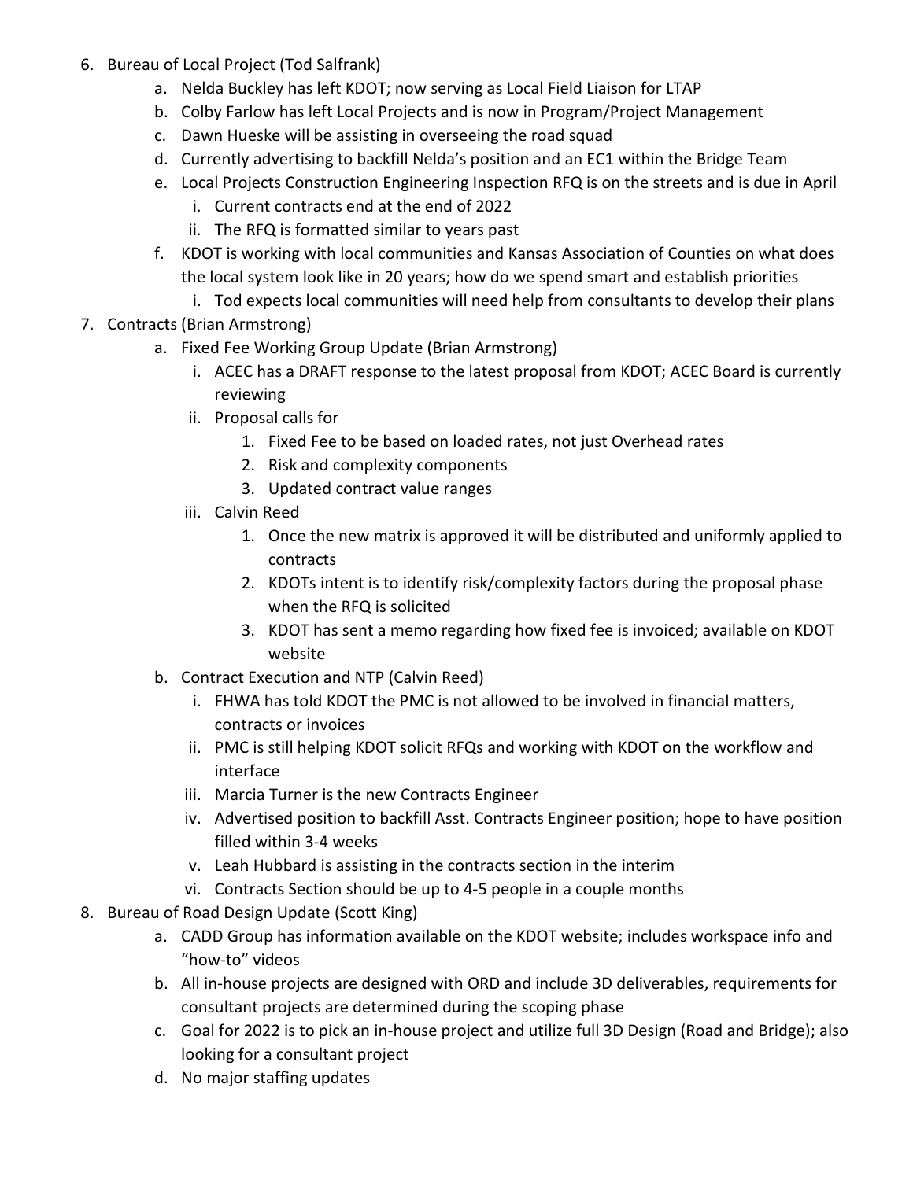6. Bureau of Local Project (Tod Salfrank)
    a. Nelda Buckley has left KDOT; now serving as Local Field Liaison for LTAP
    b. Colby Farlow has left Local Projects and is now in Program/Project Management
    c. Dawn Hueske will be assisting in overseeing the road squad
    d. Currently advertising to backfill Nelda's position and an EC1 within the Bridge Team
    e. Local Projects Construction Engineering Inspection RFQ is on the streets and is due in April
        i. Current contracts end at the end of 2022
        ii. The RFQ is formatted similar to years past
    f. KDOT is working with local communities and Kansas Association of Counties on what does the local system look like in 20 years; how do we spend smart and establish priorities
        i. Tod expects local communities will need help from consultants to develop their plans
7. Contracts (Brian Armstrong)
    a. Fixed Fee Working Group Update (Brian Armstrong)
        i. ACEC has a DRAFT response to the latest proposal from KDOT; ACEC Board is currently reviewing
        ii. Proposal calls for
            1. Fixed Fee to be based on loaded rates, not just Overhead rates
            2. Risk and complexity components
            3. Updated contract value ranges
        iii. Calvin Reed
            1. Once the new matrix is approved it will be distributed and uniformly applied to contracts
            2. KDOTs intent is to identify risk/complexity factors during the proposal phase when the RFQ is solicited
            3. KDOT has sent a memo regarding how fixed fee is invoiced; available on KDOT website
    b. Contract Execution and NTP (Calvin Reed)
        i. FHWA has told KDOT the PMC is not allowed to be involved in financial matters, contracts or invoices
        ii. PMC is still helping KDOT solicit RFQs and working with KDOT on the workflow and interface
        iii. Marcia Turner is the new Contracts Engineer
        iv. Advertised position to backfill Asst. Contracts Engineer position; hope to have position filled within 3-4 weeks
        v. Leah Hubbard is assisting in the contracts section in the interim
        vi. Contracts Section should be up to 4-5 people in a couple months
8. Bureau of Road Design Update (Scott King)
    a. CADD Group has information available on the KDOT website; includes workspace info and "how-to" videos
    b. All in-house projects are designed with ORD and include 3D deliverables, requirements for consultant projects are determined during the scoping phase
    c. Goal for 2022 is to pick an in-house project and utilize full 3D Design (Road and Bridge); also looking for a consultant project
    d. No major staffing updates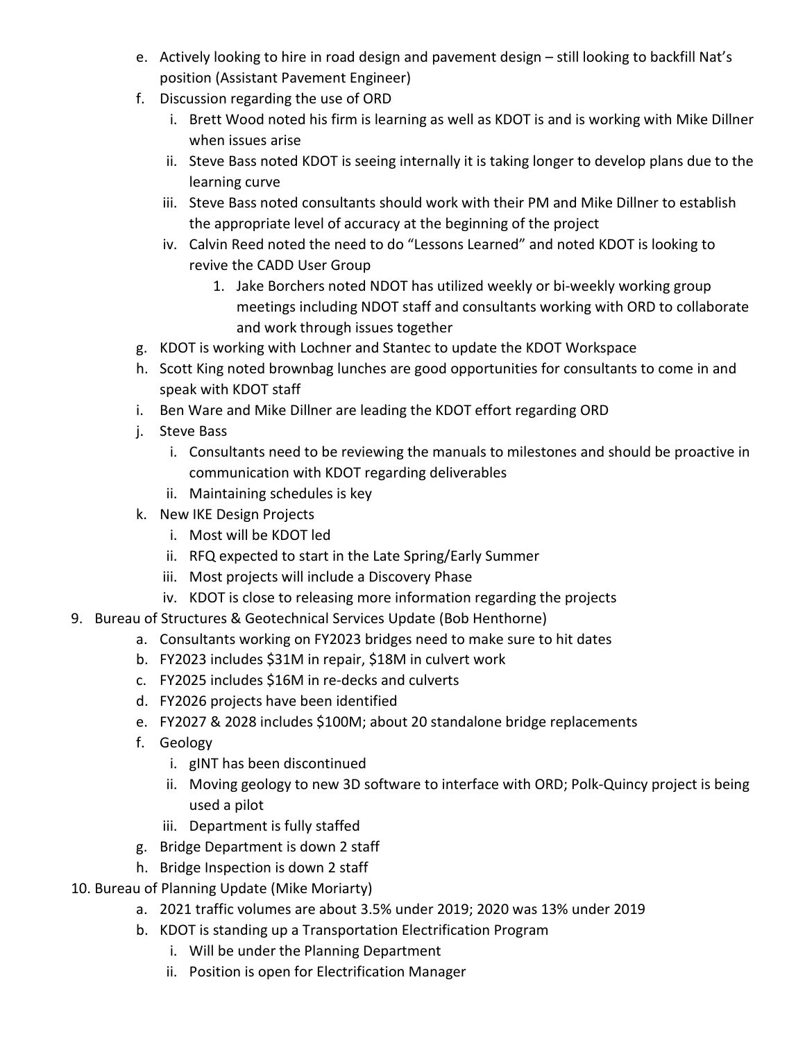e. Actively looking to hire in road design and pavement design – still looking to backfill Nat's position (Assistant Pavement Engineer)
   f. Discussion regarding the use of ORD
      i. Brett Wood noted his firm is learning as well as KDOT is and is working with Mike Dillner when issues arise
      ii. Steve Bass noted KDOT is seeing internally it is taking longer to develop plans due to the learning curve
      iii. Steve Bass noted consultants should work with their PM and Mike Dillner to establish the appropriate level of accuracy at the beginning of the project
      iv. Calvin Reed noted the need to do "Lessons Learned" and noted KDOT is looking to revive the CADD User Group
         1. Jake Borchers noted NDOT has utilized weekly or bi-weekly working group meetings including NDOT staff and consultants working with ORD to collaborate and work through issues together
   g. KDOT is working with Lochner and Stantec to update the KDOT Workspace
   h. Scott King noted brownbag lunches are good opportunities for consultants to come in and speak with KDOT staff
   i. Ben Ware and Mike Dillner are leading the KDOT effort regarding ORD
   j. Steve Bass
      i. Consultants need to be reviewing the manuals to milestones and should be proactive in communication with KDOT regarding deliverables
      ii. Maintaining schedules is key
   k. New IKE Design Projects
      i. Most will be KDOT led
      ii. RFQ expected to start in the Late Spring/Early Summer
      iii. Most projects will include a Discovery Phase
      iv. KDOT is close to releasing more information regarding the projects

9. Bureau of Structures & Geotechnical Services Update (Bob Henthorne)
   a. Consultants working on FY2023 bridges need to make sure to hit dates
   b. FY2023 includes $31M in repair, $18M in culvert work
   c. FY2025 includes $16M in re-decks and culverts
   d. FY2026 projects have been identified
   e. FY2027 & 2028 includes $100M; about 20 standalone bridge replacements
   f. Geology
      i. gINT has been discontinued
      ii. Moving geology to new 3D software to interface with ORD; Polk-Quincy project is being used a pilot
      iii. Department is fully staffed
   g. Bridge Department is down 2 staff
   h. Bridge Inspection is down 2 staff

10. Bureau of Planning Update (Mike Moriarty)
   a. 2021 traffic volumes are about 3.5% under 2019; 2020 was 13% under 2019
   b. KDOT is standing up a Transportation Electrification Program
      i. Will be under the Planning Department
      ii. Position is open for Electrification Manager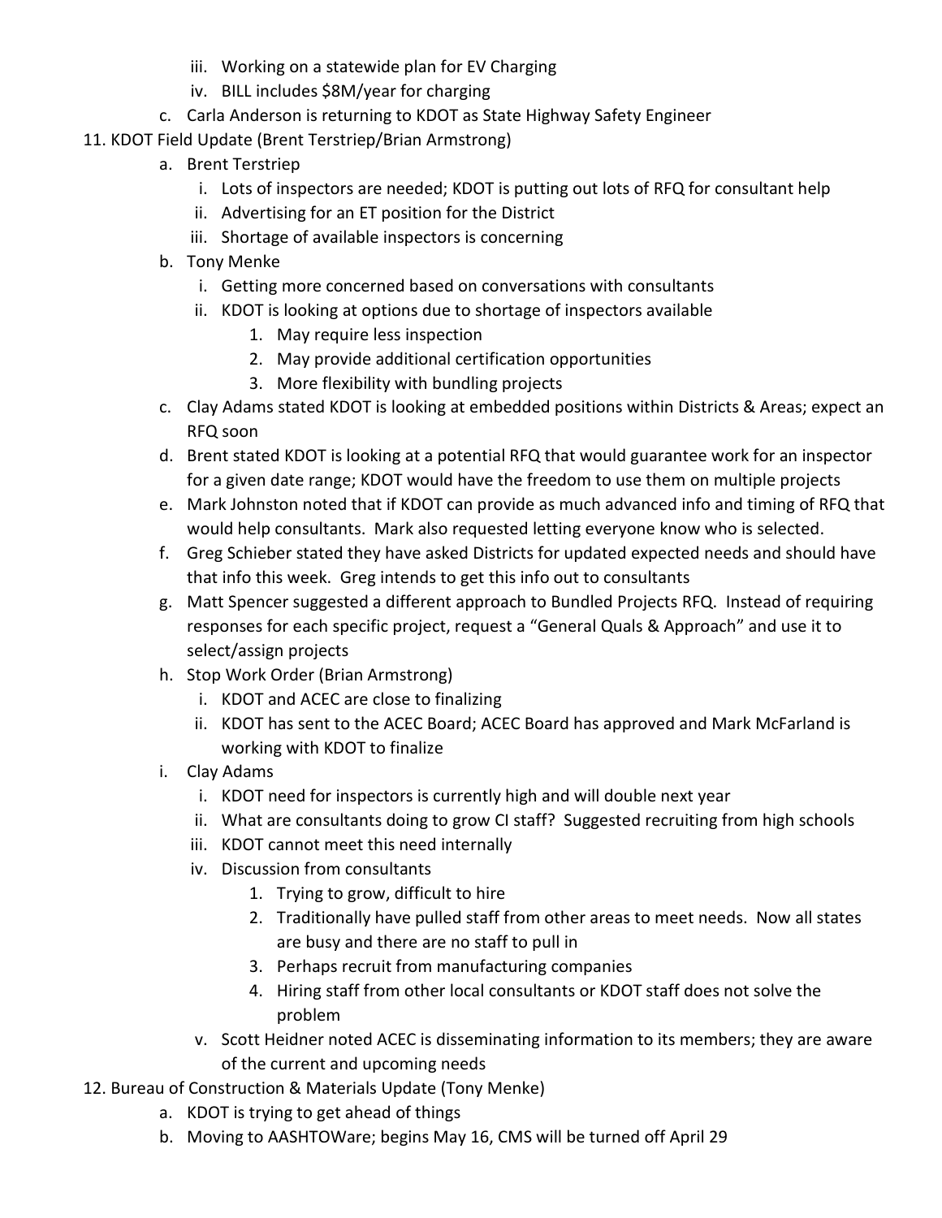iii. Working on a statewide plan for EV Charging
   iv. BILL includes $8M/year for charging
  c. Carla Anderson is returning to KDOT as State Highway Safety Engineer

11. KDOT Field Update (Brent Terstriep/Brian Armstrong)
  a. Brent Terstriep
     i. Lots of inspectors are needed; KDOT is putting out lots of RFQ for consultant help
     ii. Advertising for an ET position for the District
     iii. Shortage of available inspectors is concerning
  b. Tony Menke
     i. Getting more concerned based on conversations with consultants
     ii. KDOT is looking at options due to shortage of inspectors available
        1. May require less inspection
        2. May provide additional certification opportunities
        3. More flexibility with bundling projects
  c. Clay Adams stated KDOT is looking at embedded positions within Districts & Areas; expect an RFQ soon
  d. Brent stated KDOT is looking at a potential RFQ that would guarantee work for an inspector for a given date range; KDOT would have the freedom to use them on multiple projects
  e. Mark Johnston noted that if KDOT can provide as much advanced info and timing of RFQ that would help consultants. Mark also requested letting everyone know who is selected.
  f. Greg Schieber stated they have asked Districts for updated expected needs and should have that info this week. Greg intends to get this info out to consultants
  g. Matt Spencer suggested a different approach to Bundled Projects RFQ. Instead of requiring responses for each specific project, request a "General Quals & Approach" and use it to select/assign projects
  h. Stop Work Order (Brian Armstrong)
     i. KDOT and ACEC are close to finalizing
     ii. KDOT has sent to the ACEC Board; ACEC Board has approved and Mark McFarland is working with KDOT to finalize
  i. Clay Adams
     i. KDOT need for inspectors is currently high and will double next year
     ii. What are consultants doing to grow CI staff? Suggested recruiting from high schools
     iii. KDOT cannot meet this need internally
     iv. Discussion from consultants
        1. Trying to grow, difficult to hire
        2. Traditionally have pulled staff from other areas to meet needs. Now all states are busy and there are no staff to pull in
        3. Perhaps recruit from manufacturing companies
        4. Hiring staff from other local consultants or KDOT staff does not solve the problem
     v. Scott Heidner noted ACEC is disseminating information to its members; they are aware of the current and upcoming needs

12. Bureau of Construction & Materials Update (Tony Menke)
  a. KDOT is trying to get ahead of things
  b. Moving to AASHTOWare; begins May 16, CMS will be turned off April 29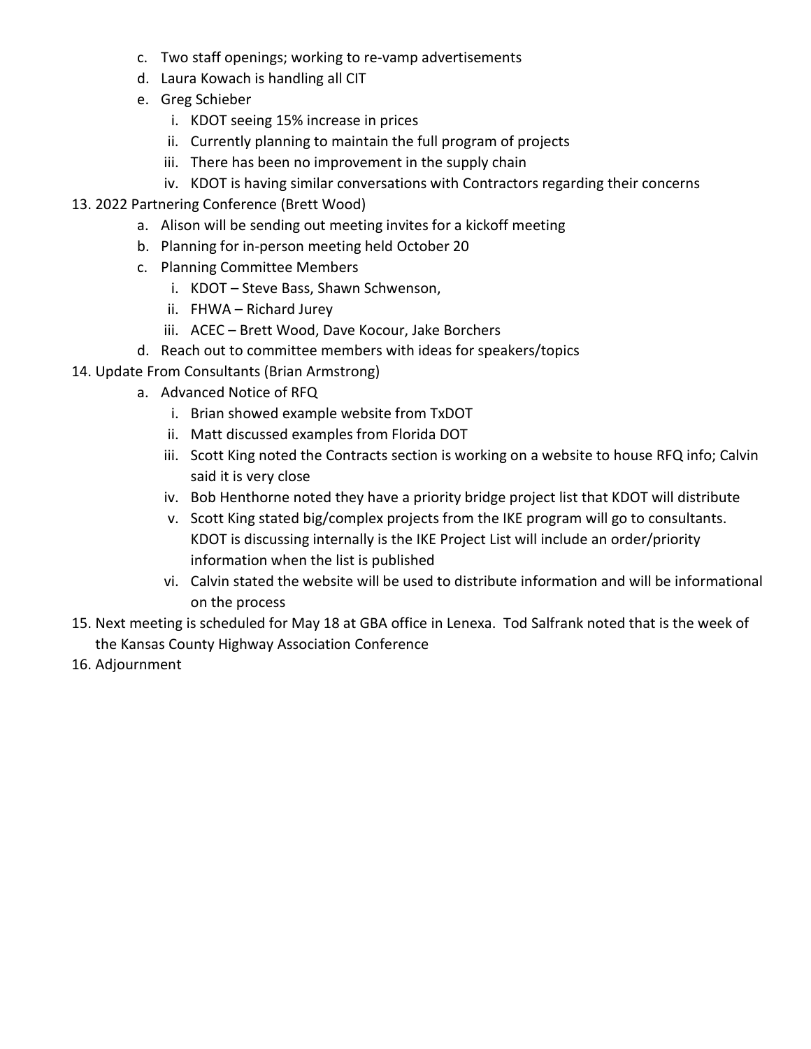c. Two staff openings; working to re-vamp advertisements
   d. Laura Kowach is handling all CIT
   e. Greg Schieber
      i. KDOT seeing 15% increase in prices
      ii. Currently planning to maintain the full program of projects
      iii. There has been no improvement in the supply chain
      iv. KDOT is having similar conversations with Contractors regarding their concerns

13. 2022 Partnering Conference (Brett Wood)
   a. Alison will be sending out meeting invites for a kickoff meeting
   b. Planning for in-person meeting held October 20
   c. Planning Committee Members
      i. KDOT – Steve Bass, Shawn Schwenson,
      ii. FHWA – Richard Jurey
      iii. ACEC – Brett Wood, Dave Kocour, Jake Borchers
   d. Reach out to committee members with ideas for speakers/topics

14. Update From Consultants (Brian Armstrong)
   a. Advanced Notice of RFQ
      i. Brian showed example website from TxDOT
      ii. Matt discussed examples from Florida DOT
      iii. Scott King noted the Contracts section is working on a website to house RFQ info; Calvin said it is very close
      iv. Bob Henthorne noted they have a priority bridge project list that KDOT will distribute
      v. Scott King stated big/complex projects from the IKE program will go to consultants. KDOT is discussing internally is the IKE Project List will include an order/priority information when the list is published
      vi. Calvin stated the website will be used to distribute information and will be informational on the process

15. Next meeting is scheduled for May 18 at GBA office in Lenexa. Tod Salfrank noted that is the week of the Kansas County Highway Association Conference

16. Adjournment